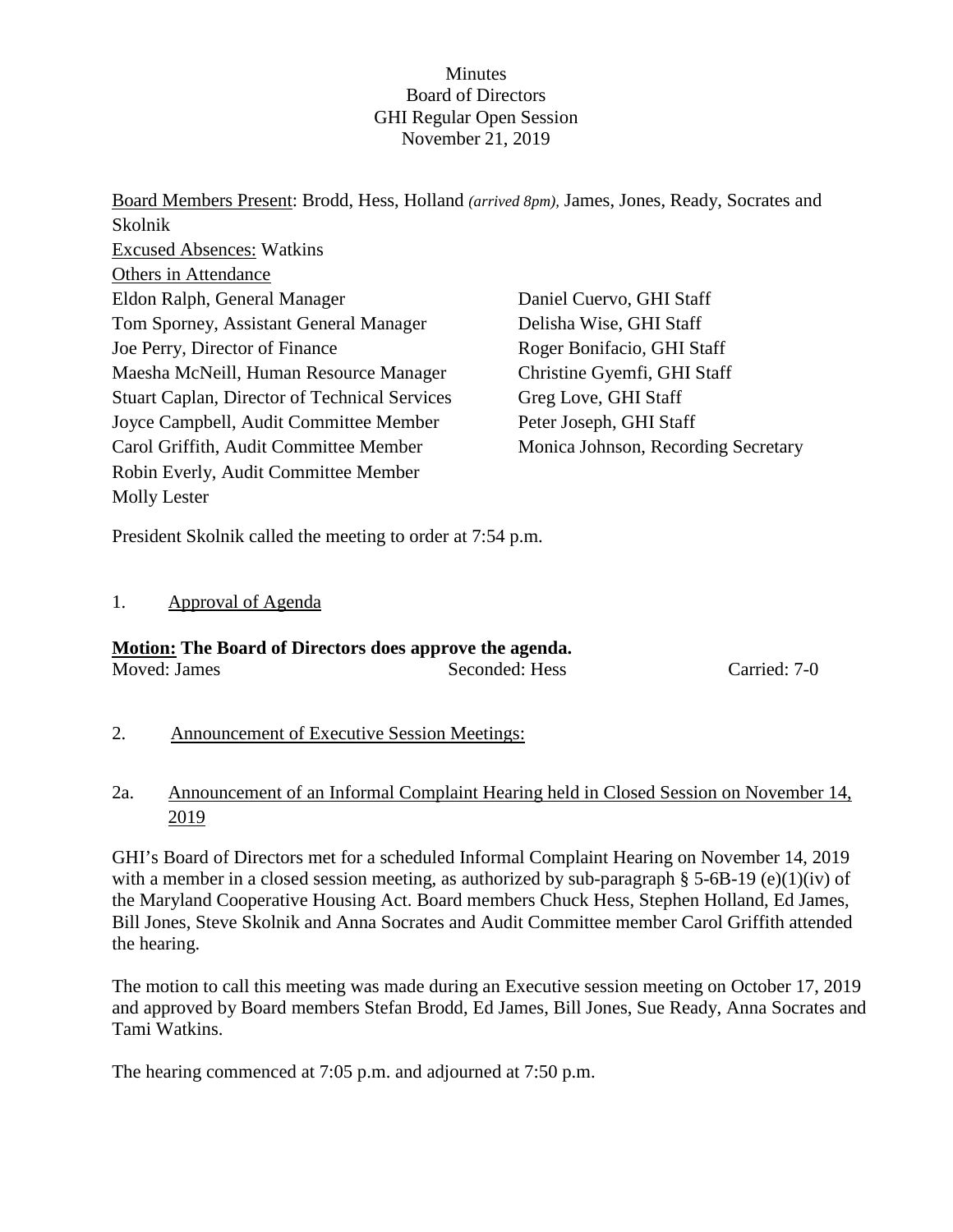Minutes
Board of Directors
GHI Regular Open Session
November 21, 2019

Board Members Present: Brodd, Hess, Holland *(arrived 8pm)*, James, Jones, Ready, Socrates and Skolnik
Excused Absences: Watkins
Others in Attendance

Eldon Ralph, General Manager
Tom Sporney, Assistant General Manager
Joe Perry, Director of Finance
Maesha McNeill, Human Resource Manager
Stuart Caplan, Director of Technical Services
Joyce Campbell, Audit Committee Member
Carol Griffith, Audit Committee Member
Robin Everly, Audit Committee Member
Molly Lester
Daniel Cuervo, GHI Staff
Delisha Wise, GHI Staff
Roger Bonifacio, GHI Staff
Christine Gyemfi, GHI Staff
Greg Love, GHI Staff
Peter Joseph, GHI Staff
Monica Johnson, Recording Secretary

President Skolnik called the meeting to order at 7:54 p.m.

1. Approval of Agenda

**Motion: The Board of Directors does approve the agenda.**
Moved: James Seconded: Hess Carried: 7-0

2. Announcement of Executive Session Meetings:

2a. Announcement of an Informal Complaint Hearing held in Closed Session on November 14, 2019

GHI's Board of Directors met for a scheduled Informal Complaint Hearing on November 14, 2019 with a member in a closed session meeting, as authorized by sub-paragraph § 5-6B-19 (e)(1)(iv) of the Maryland Cooperative Housing Act. Board members Chuck Hess, Stephen Holland, Ed James, Bill Jones, Steve Skolnik and Anna Socrates and Audit Committee member Carol Griffith attended the hearing.

The motion to call this meeting was made during an Executive session meeting on October 17, 2019 and approved by Board members Stefan Brodd, Ed James, Bill Jones, Sue Ready, Anna Socrates and Tami Watkins.

The hearing commenced at 7:05 p.m. and adjourned at 7:50 p.m.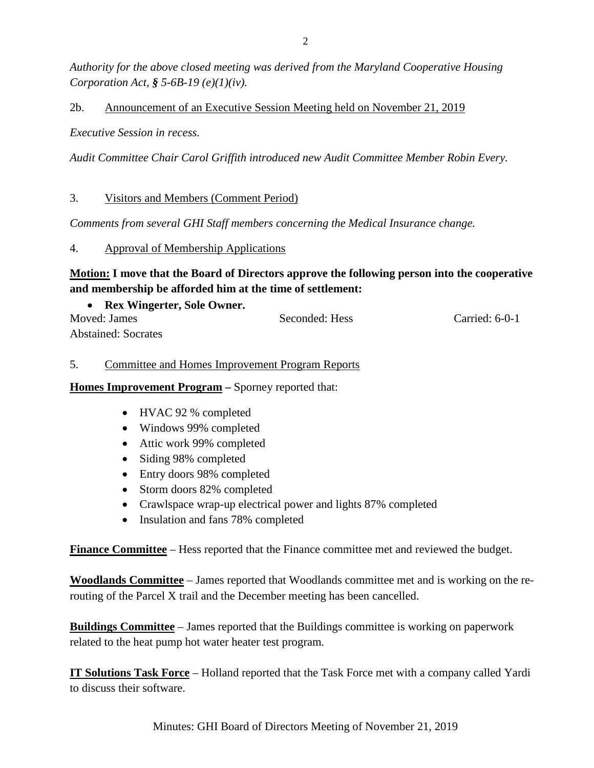*Authority for the above closed meeting was derived from the Maryland Cooperative Housing Corporation Act, § 5-6B-19 (e)(1)(iv).*

2b. Announcement of an Executive Session Meeting held on November 21, 2019

*Executive Session in recess.*

*Audit Committee Chair Carol Griffith introduced new Audit Committee Member Robin Every.*

3. Visitors and Members (Comment Period)

*Comments from several GHI Staff members concerning the Medical Insurance change.*

4. Approval of Membership Applications

**Motion: I move that the Board of Directors approve the following person into the cooperative and membership be afforded him at the time of settlement:**

- **Rex Wingerter, Sole Owner.**

Moved: James Seconded: Hess Carried: 6-0-1
Abstained: Socrates

5. Committee and Homes Improvement Program Reports

**Homes Improvement Program –** Sporney reported that:

- HVAC 92 % completed
- Windows 99% completed
- Attic work 99% completed
- Siding 98% completed
- Entry doors 98% completed
- Storm doors 82% completed
- Crawlspace wrap-up electrical power and lights 87% completed
- Insulation and fans 78% completed

**Finance Committee** – Hess reported that the Finance committee met and reviewed the budget.

**Woodlands Committee** – James reported that Woodlands committee met and is working on the re-routing of the Parcel X trail and the December meeting has been cancelled.

**Buildings Committee** – James reported that the Buildings committee is working on paperwork related to the heat pump hot water heater test program.

**IT Solutions Task Force** – Holland reported that the Task Force met with a company called Yardi to discuss their software.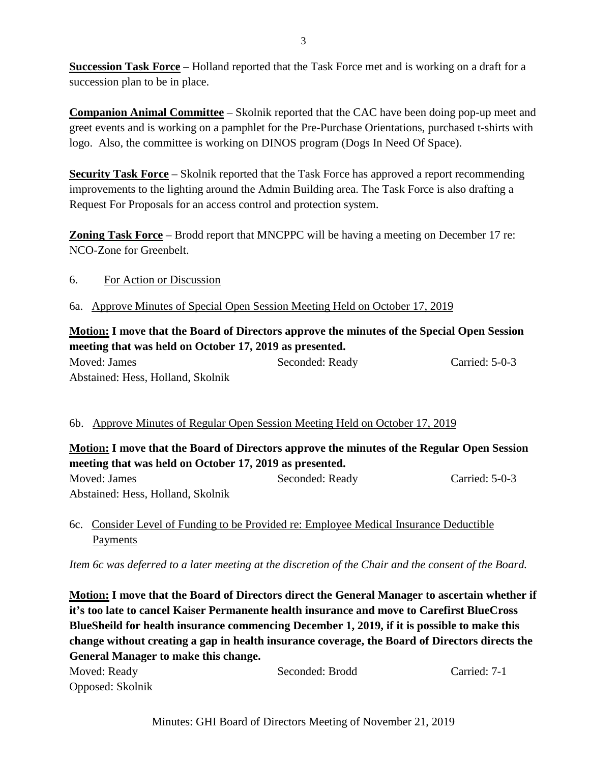**Succession Task Force** – Holland reported that the Task Force met and is working on a draft for a succession plan to be in place.

**Companion Animal Committee** – Skolnik reported that the CAC have been doing pop-up meet and greet events and is working on a pamphlet for the Pre-Purchase Orientations, purchased t-shirts with logo. Also, the committee is working on DINOS program (Dogs In Need Of Space).

**Security Task Force** – Skolnik reported that the Task Force has approved a report recommending improvements to the lighting around the Admin Building area. The Task Force is also drafting a Request For Proposals for an access control and protection system.

**Zoning Task Force** – Brodd report that MNCPPC will be having a meeting on December 17 re: NCO-Zone for Greenbelt.

6. For Action or Discussion

6a. Approve Minutes of Special Open Session Meeting Held on October 17, 2019

**Motion: I move that the Board of Directors approve the minutes of the Special Open Session meeting that was held on October 17, 2019 as presented.**

Moved: James | Seconded: Ready | Carried: 5-0-3

Abstained: Hess, Holland, Skolnik

6b. Approve Minutes of Regular Open Session Meeting Held on October 17, 2019

**Motion: I move that the Board of Directors approve the minutes of the Regular Open Session meeting that was held on October 17, 2019 as presented.**

Moved: James | Seconded: Ready | Carried: 5-0-3

Abstained: Hess, Holland, Skolnik

6c. Consider Level of Funding to be Provided re: Employee Medical Insurance Deductible Payments

*Item 6c was deferred to a later meeting at the discretion of the Chair and the consent of the Board.*

**Motion: I move that the Board of Directors direct the General Manager to ascertain whether if it's too late to cancel Kaiser Permanente health insurance and move to Carefirst BlueCross BlueSheild for health insurance commencing December 1, 2019, if it is possible to make this change without creating a gap in health insurance coverage, the Board of Directors directs the General Manager to make this change.**

Moved: Ready | Seconded: Brodd | Carried: 7-1

Opposed: Skolnik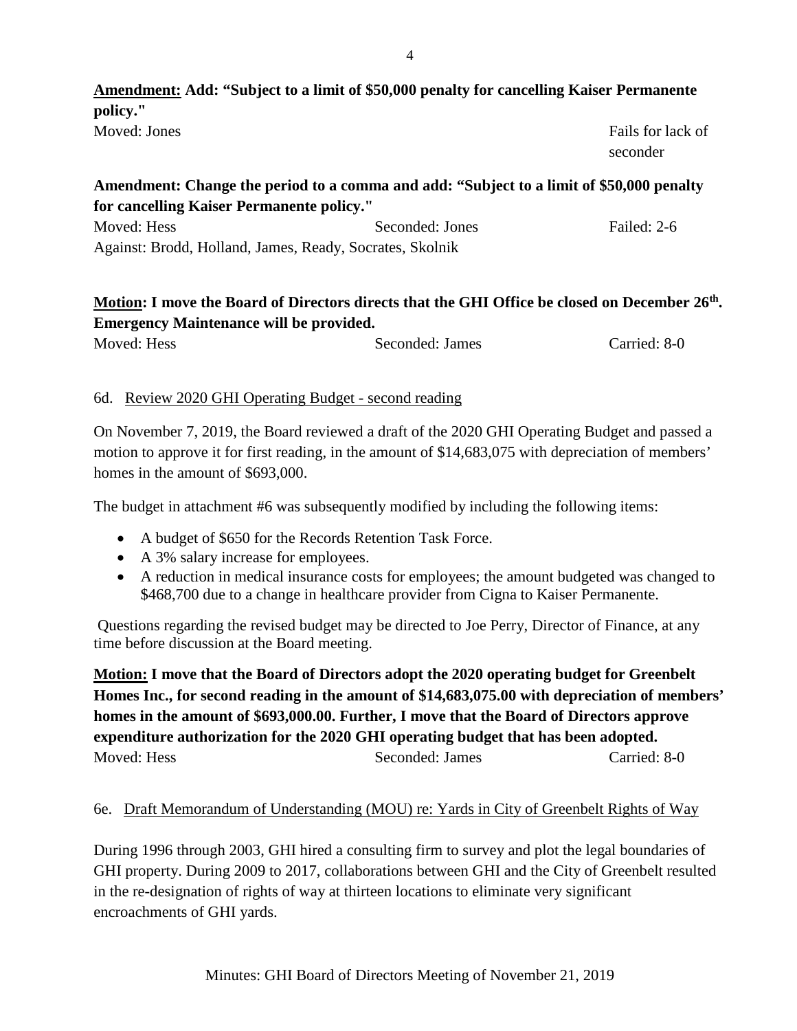**Amendment: Add: "Subject to a limit of $50,000 penalty for cancelling Kaiser Permanente policy."**

Moved: Jones — Fails for lack of seconder

**Amendment: Change the period to a comma and add: "Subject to a limit of $50,000 penalty for cancelling Kaiser Permanente policy."**

Moved: Hess — Seconded: Jones — Failed: 2-6

Against: Brodd, Holland, James, Ready, Socrates, Skolnik

**Motion: I move the Board of Directors directs that the GHI Office be closed on December 26th. Emergency Maintenance will be provided.**

Moved: Hess — Seconded: James — Carried: 8-0

6d. Review 2020 GHI Operating Budget - second reading

On November 7, 2019, the Board reviewed a draft of the 2020 GHI Operating Budget and passed a motion to approve it for first reading, in the amount of $14,683,075 with depreciation of members' homes in the amount of $693,000.

The budget in attachment #6 was subsequently modified by including the following items:

- A budget of $650 for the Records Retention Task Force.
- A 3% salary increase for employees.
- A reduction in medical insurance costs for employees; the amount budgeted was changed to $468,700 due to a change in healthcare provider from Cigna to Kaiser Permanente.

Questions regarding the revised budget may be directed to Joe Perry, Director of Finance, at any time before discussion at the Board meeting.

**Motion: I move that the Board of Directors adopt the 2020 operating budget for Greenbelt Homes Inc., for second reading in the amount of $14,683,075.00 with depreciation of members' homes in the amount of $693,000.00. Further, I move that the Board of Directors approve expenditure authorization for the 2020 GHI operating budget that has been adopted.**

Moved: Hess — Seconded: James — Carried: 8-0

6e. Draft Memorandum of Understanding (MOU) re: Yards in City of Greenbelt Rights of Way

During 1996 through 2003, GHI hired a consulting firm to survey and plot the legal boundaries of GHI property. During 2009 to 2017, collaborations between GHI and the City of Greenbelt resulted in the re-designation of rights of way at thirteen locations to eliminate very significant encroachments of GHI yards.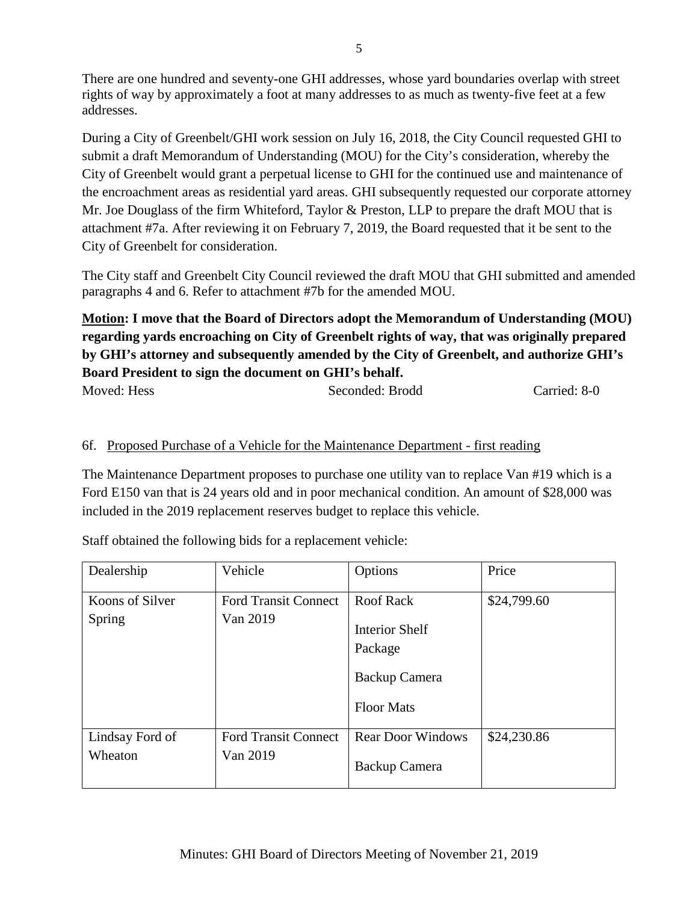There are one hundred and seventy-one GHI addresses, whose yard boundaries overlap with street rights of way by approximately a foot at many addresses to as much as twenty-five feet at a few addresses.

During a City of Greenbelt/GHI work session on July 16, 2018, the City Council requested GHI to submit a draft Memorandum of Understanding (MOU) for the City's consideration, whereby the City of Greenbelt would grant a perpetual license to GHI for the continued use and maintenance of the encroachment areas as residential yard areas. GHI subsequently requested our corporate attorney Mr. Joe Douglass of the firm Whiteford, Taylor & Preston, LLP to prepare the draft MOU that is attachment #7a. After reviewing it on February 7, 2019, the Board requested that it be sent to the City of Greenbelt for consideration.

The City staff and Greenbelt City Council reviewed the draft MOU that GHI submitted and amended paragraphs 4 and 6. Refer to attachment #7b for the amended MOU.

**<u>Motion</u>: I move that the Board of Directors adopt the Memorandum of Understanding (MOU) regarding yards encroaching on City of Greenbelt rights of way, that was originally prepared by GHI's attorney and subsequently amended by the City of Greenbelt, and authorize GHI's Board President to sign the document on GHI's behalf.**

Moved: Hess    Seconded: Brodd    Carried: 8-0

6f. <u>Proposed Purchase of a Vehicle for the Maintenance Department - first reading</u>

The Maintenance Department proposes to purchase one utility van to replace Van #19 which is a Ford E150 van that is 24 years old and in poor mechanical condition. An amount of $28,000 was included in the 2019 replacement reserves budget to replace this vehicle.

Staff obtained the following bids for a replacement vehicle:

| Dealership | Vehicle | Options | Price |
| --- | --- | --- | --- |
| Koons of Silver Spring | Ford Transit Connect Van 2019 | Roof Rack<br>Interior Shelf Package<br>Backup Camera<br>Floor Mats | $24,799.60 |
| Lindsay Ford of Wheaton | Ford Transit Connect Van 2019 | Rear Door Windows<br>Backup Camera | $24,230.86 |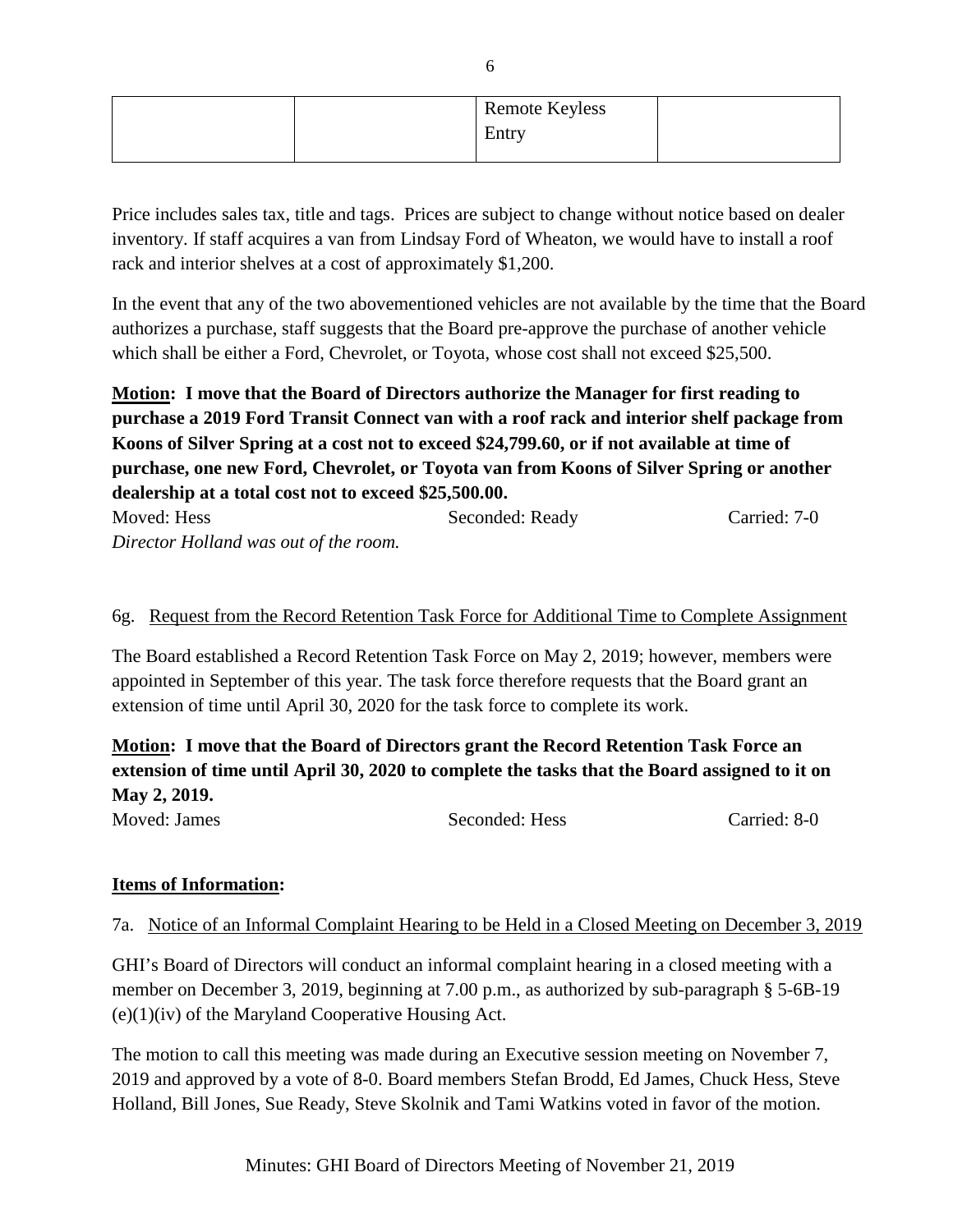| | | Remote Keyless Entry | |
|---|---|---|---|

Price includes sales tax, title and tags. Prices are subject to change without notice based on dealer inventory. If staff acquires a van from Lindsay Ford of Wheaton, we would have to install a roof rack and interior shelves at a cost of approximately $1,200.

In the event that any of the two abovementioned vehicles are not available by the time that the Board authorizes a purchase, staff suggests that the Board pre-approve the purchase of another vehicle which shall be either a Ford, Chevrolet, or Toyota, whose cost shall not exceed $25,500.

**Motion: I move that the Board of Directors authorize the Manager for first reading to purchase a 2019 Ford Transit Connect van with a roof rack and interior shelf package from Koons of Silver Spring at a cost not to exceed $24,799.60, or if not available at time of purchase, one new Ford, Chevrolet, or Toyota van from Koons of Silver Spring or another dealership at a total cost not to exceed $25,500.00.**

Moved: Hess Seconded: Ready Carried: 7-0

*Director Holland was out of the room.*

6g. Request from the Record Retention Task Force for Additional Time to Complete Assignment

The Board established a Record Retention Task Force on May 2, 2019; however, members were appointed in September of this year. The task force therefore requests that the Board grant an extension of time until April 30, 2020 for the task force to complete its work.

**Motion: I move that the Board of Directors grant the Record Retention Task Force an extension of time until April 30, 2020 to complete the tasks that the Board assigned to it on May 2, 2019.**

Moved: James Seconded: Hess Carried: 8-0

**Items of Information:**

7a. Notice of an Informal Complaint Hearing to be Held in a Closed Meeting on December 3, 2019

GHI's Board of Directors will conduct an informal complaint hearing in a closed meeting with a member on December 3, 2019, beginning at 7.00 p.m., as authorized by sub-paragraph § 5-6B-19 (e)(1)(iv) of the Maryland Cooperative Housing Act.

The motion to call this meeting was made during an Executive session meeting on November 7, 2019 and approved by a vote of 8-0. Board members Stefan Brodd, Ed James, Chuck Hess, Steve Holland, Bill Jones, Sue Ready, Steve Skolnik and Tami Watkins voted in favor of the motion.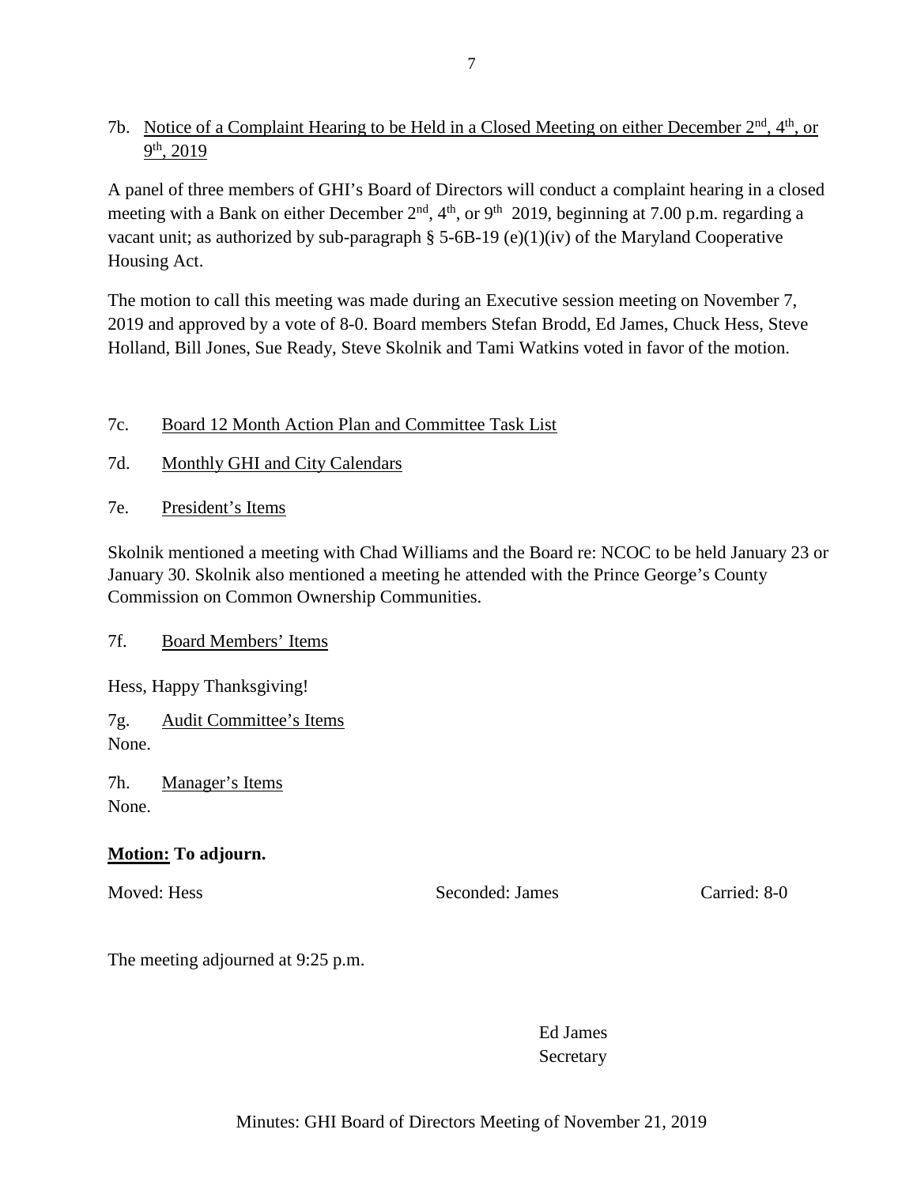7b. Notice of a Complaint Hearing to be Held in a Closed Meeting on either December 2nd, 4th, or 9th, 2019

A panel of three members of GHI's Board of Directors will conduct a complaint hearing in a closed meeting with a Bank on either December 2nd, 4th, or 9th 2019, beginning at 7.00 p.m. regarding a vacant unit; as authorized by sub-paragraph § 5-6B-19 (e)(1)(iv) of the Maryland Cooperative Housing Act.

The motion to call this meeting was made during an Executive session meeting on November 7, 2019 and approved by a vote of 8-0. Board members Stefan Brodd, Ed James, Chuck Hess, Steve Holland, Bill Jones, Sue Ready, Steve Skolnik and Tami Watkins voted in favor of the motion.

7c. Board 12 Month Action Plan and Committee Task List

7d. Monthly GHI and City Calendars

7e. President's Items

Skolnik mentioned a meeting with Chad Williams and the Board re: NCOC to be held January 23 or January 30. Skolnik also mentioned a meeting he attended with the Prince George's County Commission on Common Ownership Communities.

7f. Board Members' Items

Hess, Happy Thanksgiving!

7g. Audit Committee's Items
None.

7h. Manager's Items
None.

**Motion: To adjourn.**

Moved: Hess Seconded: James Carried: 8-0

The meeting adjourned at 9:25 p.m.

Ed James
Secretary

Minutes: GHI Board of Directors Meeting of November 21, 2019